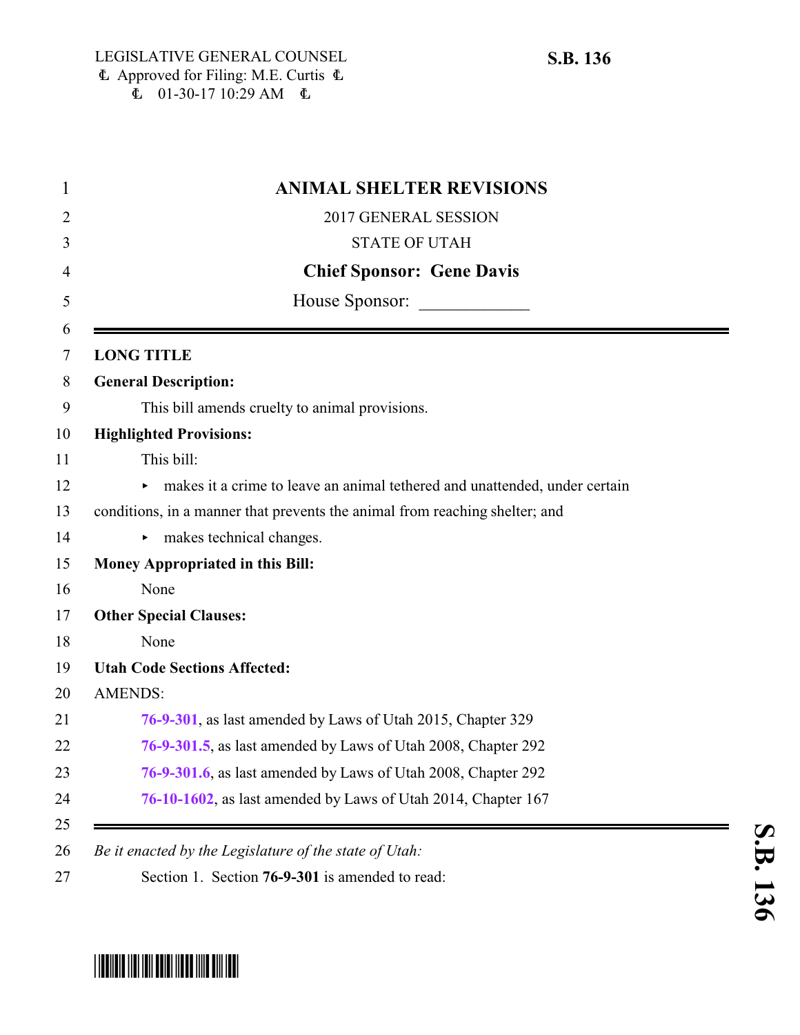LEGISLATIVE GENERAL COUNSEL
Approved for Filing: M.E. Curtis
01-30-17 10:29 AM

**S.B. 136**

# ANIMAL SHELTER REVISIONS

2017 GENERAL SESSION

STATE OF UTAH

**Chief Sponsor: Gene Davis**

House Sponsor: ____________

**LONG TITLE**

**General Description:**

This bill amends cruelty to animal provisions.

**Highlighted Provisions:**

This bill:

- makes it a crime to leave an animal tethered and unattended, under certain conditions, in a manner that prevents the animal from reaching shelter; and
- makes technical changes.

**Money Appropriated in this Bill:**

None

**Other Special Clauses:**

None

**Utah Code Sections Affected:**

AMENDS:

76-9-301, as last amended by Laws of Utah 2015, Chapter 329

76-9-301.5, as last amended by Laws of Utah 2008, Chapter 292

76-9-301.6, as last amended by Laws of Utah 2008, Chapter 292

76-10-1602, as last amended by Laws of Utah 2014, Chapter 167

*Be it enacted by the Legislature of the state of Utah:*

Section 1. Section **76-9-301** is amended to read: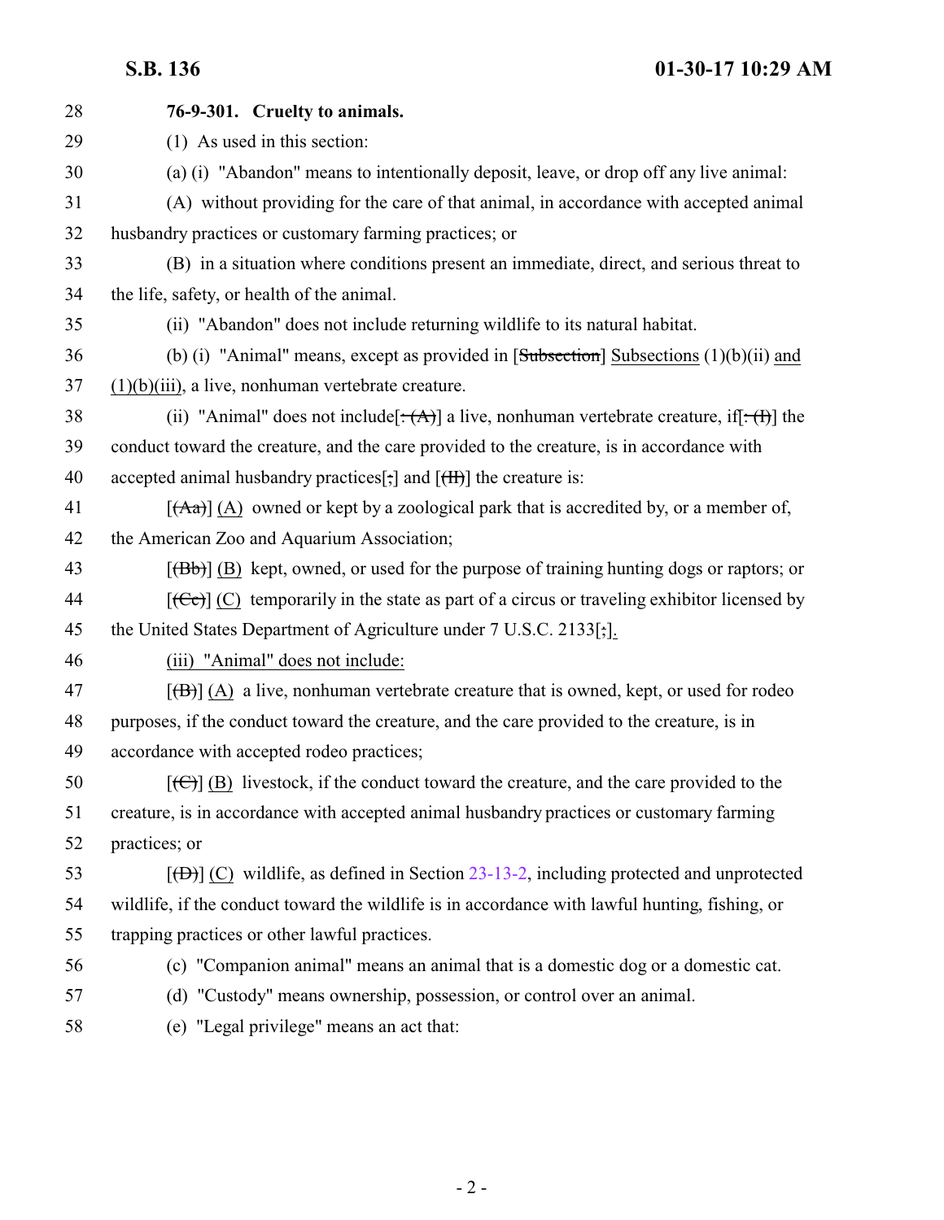28 **76-9-301. Cruelty to animals.**

29 (1) As used in this section:

30 (a) (i) "Abandon" means to intentionally deposit, leave, or drop off any live animal:

31 (A) without providing for the care of that animal, in accordance with accepted animal
32 husbandry practices or customary farming practices; or

33 (B) in a situation where conditions present an immediate, direct, and serious threat to
34 the life, safety, or health of the animal.

35 (ii) "Abandon" does not include returning wildlife to its natural habitat.

36 (b) (i) "Animal" means, except as provided in [~~Subsection~~] <u>Subsections</u> (1)(b)(ii) <u>and</u>
37 <u>(1)(b)(iii)</u>, a live, nonhuman vertebrate creature.

38 (ii) "Animal" does not include[~~: (A)~~] a live, nonhuman vertebrate creature, if[~~: (I)~~] the
39 conduct toward the creature, and the care provided to the creature, is in accordance with
40 accepted animal husbandry practices[~~;~~] and [~~(II)~~] the creature is:

41 [~~(Aa)~~] <u>(A)</u> owned or kept by a zoological park that is accredited by, or a member of,
42 the American Zoo and Aquarium Association;

43 [~~(Bb)~~] <u>(B)</u> kept, owned, or used for the purpose of training hunting dogs or raptors; or

44 [~~(Cc)~~] <u>(C)</u> temporarily in the state as part of a circus or traveling exhibitor licensed by
45 the United States Department of Agriculture under 7 U.S.C. 2133[~~;~~]<u>.</u>

46 <u>(iii) "Animal" does not include:</u>

47 [~~(B)~~] <u>(A)</u> a live, nonhuman vertebrate creature that is owned, kept, or used for rodeo
48 purposes, if the conduct toward the creature, and the care provided to the creature, is in
49 accordance with accepted rodeo practices;

50 [~~(C)~~] <u>(B)</u> livestock, if the conduct toward the creature, and the care provided to the
51 creature, is in accordance with accepted animal husbandry practices or customary farming
52 practices; or

53 [~~(D)~~] <u>(C)</u> wildlife, as defined in Section 23-13-2, including protected and unprotected
54 wildlife, if the conduct toward the wildlife is in accordance with lawful hunting, fishing, or
55 trapping practices or other lawful practices.

56 (c) "Companion animal" means an animal that is a domestic dog or a domestic cat.

57 (d) "Custody" means ownership, possession, or control over an animal.

58 (e) "Legal privilege" means an act that: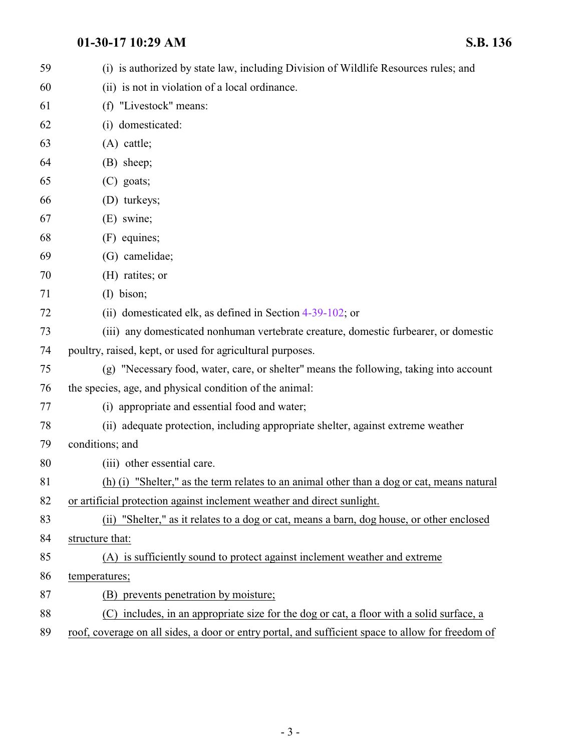(i) is authorized by state law, including Division of Wildlife Resources rules; and

(ii) is not in violation of a local ordinance.

(f) "Livestock" means:

(i) domesticated:

(A) cattle;

(B) sheep;

(C) goats;

(D) turkeys;

(E) swine;

(F) equines;

(G) camelidae;

(H) ratites; or

(I) bison;

(ii) domesticated elk, as defined in Section 4-39-102; or

(iii) any domesticated nonhuman vertebrate creature, domestic furbearer, or domestic poultry, raised, kept, or used for agricultural purposes.

(g) "Necessary food, water, care, or shelter" means the following, taking into account the species, age, and physical condition of the animal:

(i) appropriate and essential food and water;

(ii) adequate protection, including appropriate shelter, against extreme weather conditions; and

(iii) other essential care.

(h) (i) "Shelter," as the term relates to an animal other than a dog or cat, means natural or artificial protection against inclement weather and direct sunlight.

(ii) "Shelter," as it relates to a dog or cat, means a barn, dog house, or other enclosed structure that:

(A) is sufficiently sound to protect against inclement weather and extreme temperatures;

(B) prevents penetration by moisture;

(C) includes, in an appropriate size for the dog or cat, a floor with a solid surface, a roof, coverage on all sides, a door or entry portal, and sufficient space to allow for freedom of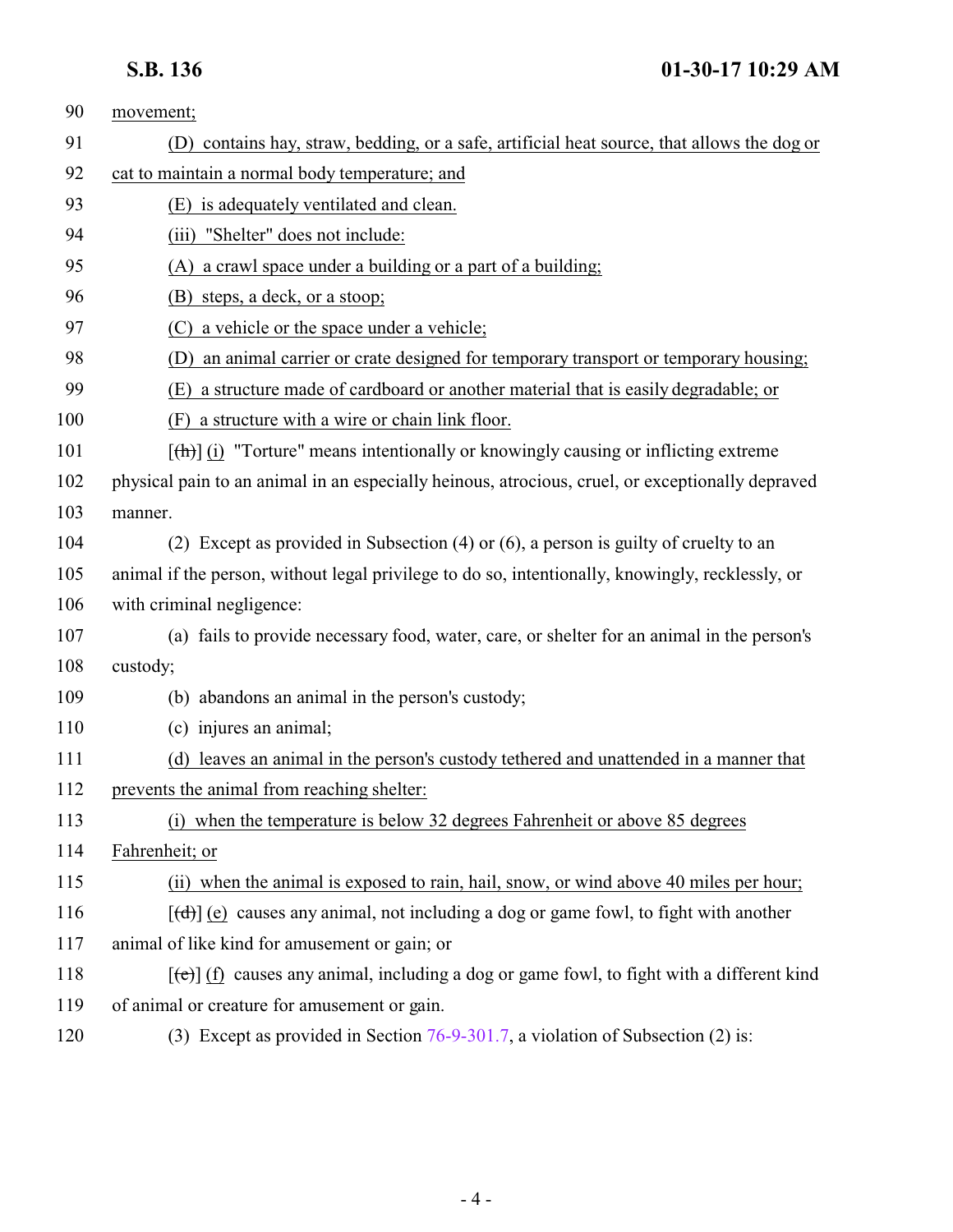90 movement;

91 (D) contains hay, straw, bedding, or a safe, artificial heat source, that allows the dog or

92 cat to maintain a normal body temperature; and

93 (E) is adequately ventilated and clean.

94 (iii) "Shelter" does not include:

95 (A) a crawl space under a building or a part of a building;

96 (B) steps, a deck, or a stoop;

97 (C) a vehicle or the space under a vehicle;

98 (D) an animal carrier or crate designed for temporary transport or temporary housing;

99 (E) a structure made of cardboard or another material that is easily degradable; or

100 (F) a structure with a wire or chain link floor.

101 [~~(h)~~] (i) "Torture" means intentionally or knowingly causing or inflicting extreme

102 physical pain to an animal in an especially heinous, atrocious, cruel, or exceptionally depraved

103 manner.

104 (2) Except as provided in Subsection (4) or (6), a person is guilty of cruelty to an

105 animal if the person, without legal privilege to do so, intentionally, knowingly, recklessly, or

106 with criminal negligence:

107 (a) fails to provide necessary food, water, care, or shelter for an animal in the person's

108 custody;

109 (b) abandons an animal in the person's custody;

110 (c) injures an animal;

111 (d) leaves an animal in the person's custody tethered and unattended in a manner that

112 prevents the animal from reaching shelter:

113 (i) when the temperature is below 32 degrees Fahrenheit or above 85 degrees

114 Fahrenheit; or

115 (ii) when the animal is exposed to rain, hail, snow, or wind above 40 miles per hour;

116 [~~(d)~~] (e) causes any animal, not including a dog or game fowl, to fight with another

117 animal of like kind for amusement or gain; or

118 [~~(e)~~] (f) causes any animal, including a dog or game fowl, to fight with a different kind

119 of animal or creature for amusement or gain.

120 (3) Except as provided in Section 76-9-301.7, a violation of Subsection (2) is: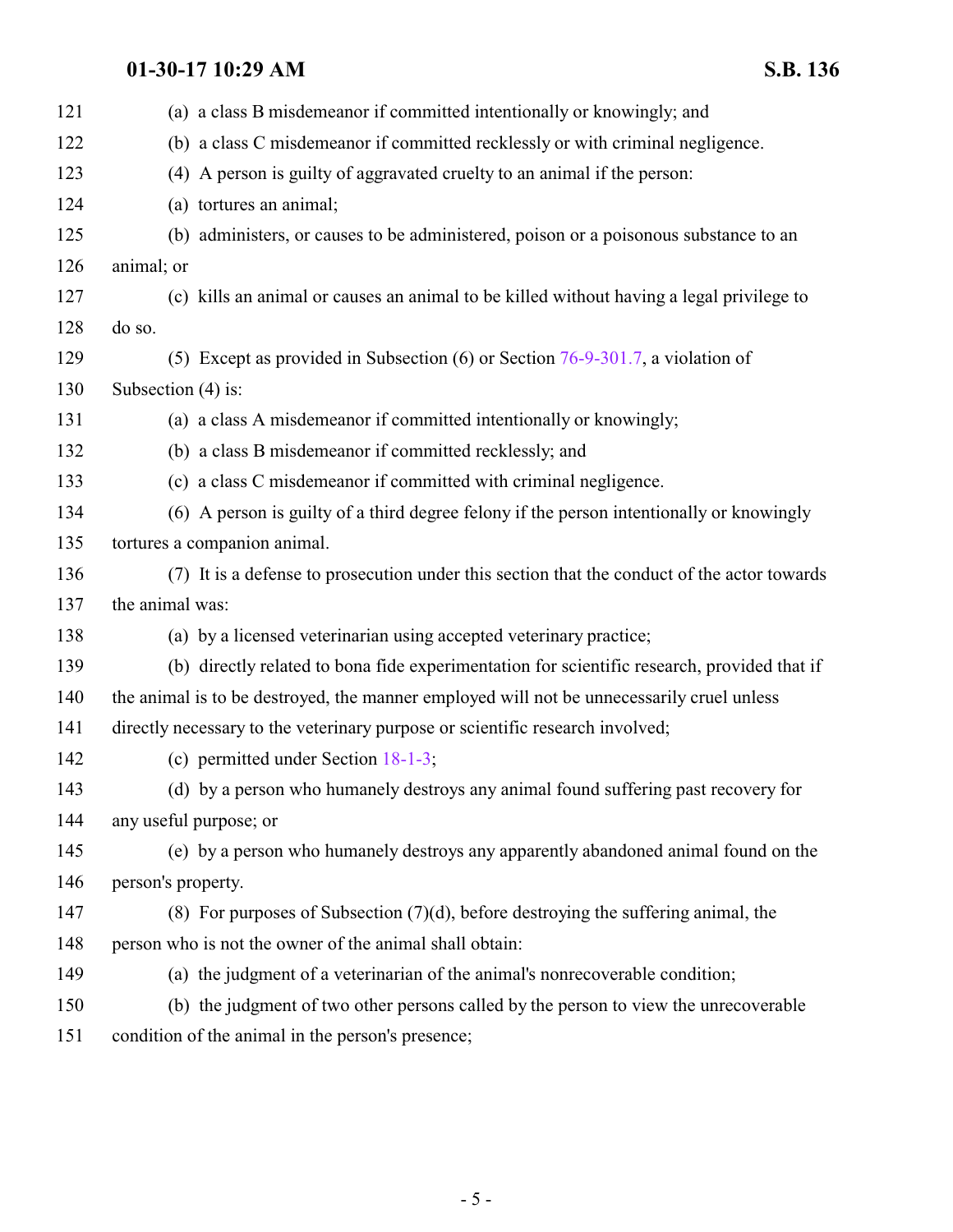(a) a class B misdemeanor if committed intentionally or knowingly; and

(b) a class C misdemeanor if committed recklessly or with criminal negligence.

(4) A person is guilty of aggravated cruelty to an animal if the person:

(a) tortures an animal;

(b) administers, or causes to be administered, poison or a poisonous substance to an animal; or

(c) kills an animal or causes an animal to be killed without having a legal privilege to do so.

(5) Except as provided in Subsection (6) or Section 76-9-301.7, a violation of Subsection (4) is:

(a) a class A misdemeanor if committed intentionally or knowingly;

(b) a class B misdemeanor if committed recklessly; and

(c) a class C misdemeanor if committed with criminal negligence.

(6) A person is guilty of a third degree felony if the person intentionally or knowingly tortures a companion animal.

(7) It is a defense to prosecution under this section that the conduct of the actor towards the animal was:

(a) by a licensed veterinarian using accepted veterinary practice;

(b) directly related to bona fide experimentation for scientific research, provided that if the animal is to be destroyed, the manner employed will not be unnecessarily cruel unless directly necessary to the veterinary purpose or scientific research involved;

(c) permitted under Section 18-1-3;

(d) by a person who humanely destroys any animal found suffering past recovery for any useful purpose; or

(e) by a person who humanely destroys any apparently abandoned animal found on the person's property.

(8) For purposes of Subsection (7)(d), before destroying the suffering animal, the person who is not the owner of the animal shall obtain:

(a) the judgment of a veterinarian of the animal's nonrecoverable condition;

(b) the judgment of two other persons called by the person to view the unrecoverable condition of the animal in the person's presence;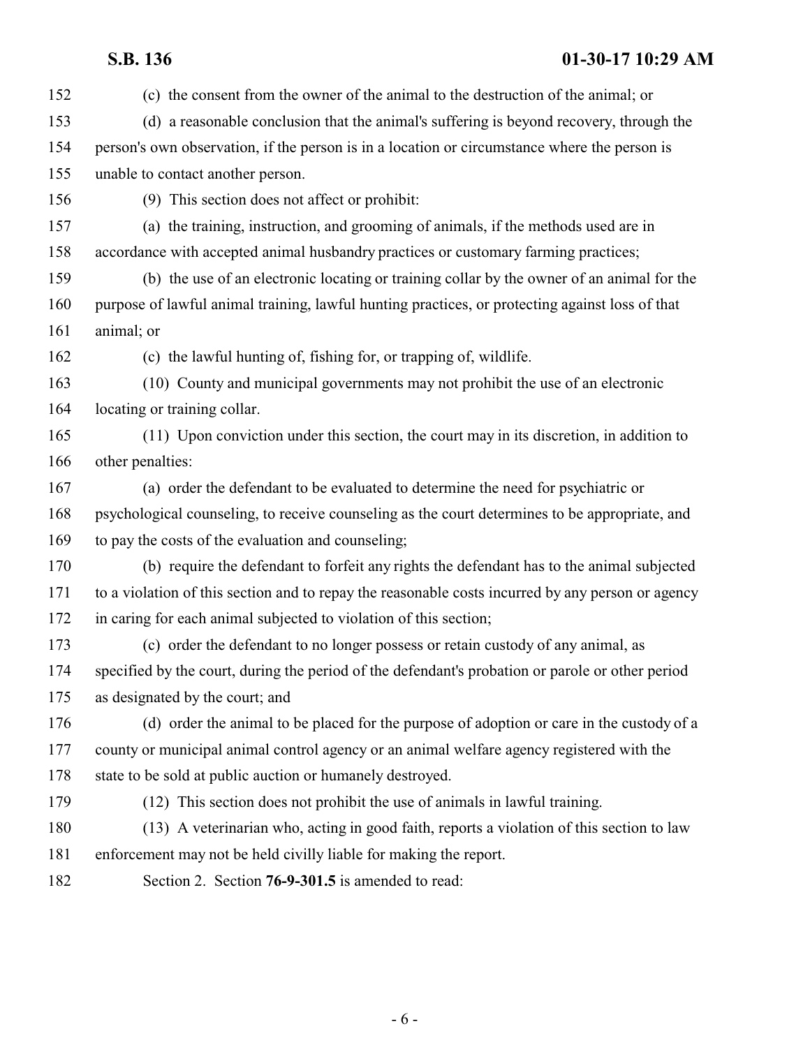(c) the consent from the owner of the animal to the destruction of the animal; or

(d) a reasonable conclusion that the animal's suffering is beyond recovery, through the person's own observation, if the person is in a location or circumstance where the person is unable to contact another person.

(9) This section does not affect or prohibit:

(a) the training, instruction, and grooming of animals, if the methods used are in accordance with accepted animal husbandry practices or customary farming practices;

(b) the use of an electronic locating or training collar by the owner of an animal for the purpose of lawful animal training, lawful hunting practices, or protecting against loss of that animal; or

(c) the lawful hunting of, fishing for, or trapping of, wildlife.

(10) County and municipal governments may not prohibit the use of an electronic locating or training collar.

(11) Upon conviction under this section, the court may in its discretion, in addition to other penalties:

(a) order the defendant to be evaluated to determine the need for psychiatric or psychological counseling, to receive counseling as the court determines to be appropriate, and to pay the costs of the evaluation and counseling;

(b) require the defendant to forfeit any rights the defendant has to the animal subjected to a violation of this section and to repay the reasonable costs incurred by any person or agency in caring for each animal subjected to violation of this section;

(c) order the defendant to no longer possess or retain custody of any animal, as specified by the court, during the period of the defendant's probation or parole or other period as designated by the court; and

(d) order the animal to be placed for the purpose of adoption or care in the custody of a county or municipal animal control agency or an animal welfare agency registered with the state to be sold at public auction or humanely destroyed.

(12) This section does not prohibit the use of animals in lawful training.

(13) A veterinarian who, acting in good faith, reports a violation of this section to law enforcement may not be held civilly liable for making the report.

Section 2. Section **76-9-301.5** is amended to read: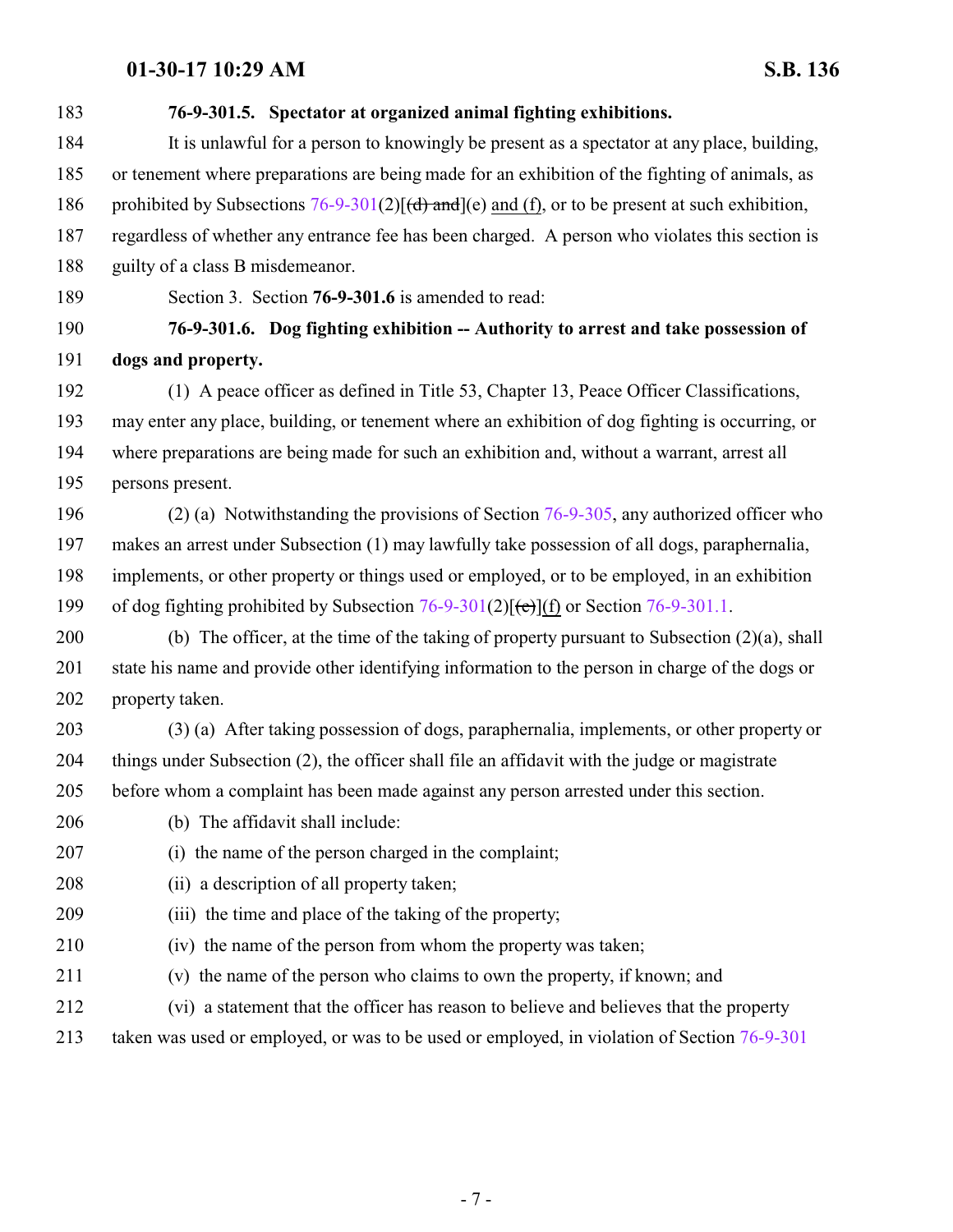**76-9-301.5. Spectator at organized animal fighting exhibitions.**

It is unlawful for a person to knowingly be present as a spectator at any place, building, or tenement where preparations are being made for an exhibition of the fighting of animals, as prohibited by Subsections 76-9-301(2)[~~(d) and~~](e) and (f), or to be present at such exhibition, regardless of whether any entrance fee has been charged. A person who violates this section is guilty of a class B misdemeanor.

Section 3. Section **76-9-301.6** is amended to read:

**76-9-301.6. Dog fighting exhibition -- Authority to arrest and take possession of dogs and property.**

(1) A peace officer as defined in Title 53, Chapter 13, Peace Officer Classifications, may enter any place, building, or tenement where an exhibition of dog fighting is occurring, or where preparations are being made for such an exhibition and, without a warrant, arrest all persons present.

(2) (a) Notwithstanding the provisions of Section 76-9-305, any authorized officer who makes an arrest under Subsection (1) may lawfully take possession of all dogs, paraphernalia, implements, or other property or things used or employed, or to be employed, in an exhibition of dog fighting prohibited by Subsection 76-9-301(2)[~~(e)~~](f) or Section 76-9-301.1.

(b) The officer, at the time of the taking of property pursuant to Subsection (2)(a), shall state his name and provide other identifying information to the person in charge of the dogs or property taken.

(3) (a) After taking possession of dogs, paraphernalia, implements, or other property or things under Subsection (2), the officer shall file an affidavit with the judge or magistrate before whom a complaint has been made against any person arrested under this section.

(b) The affidavit shall include:

(i) the name of the person charged in the complaint;

(ii) a description of all property taken;

(iii) the time and place of the taking of the property;

(iv) the name of the person from whom the property was taken;

(v) the name of the person who claims to own the property, if known; and

(vi) a statement that the officer has reason to believe and believes that the property taken was used or employed, or was to be used or employed, in violation of Section 76-9-301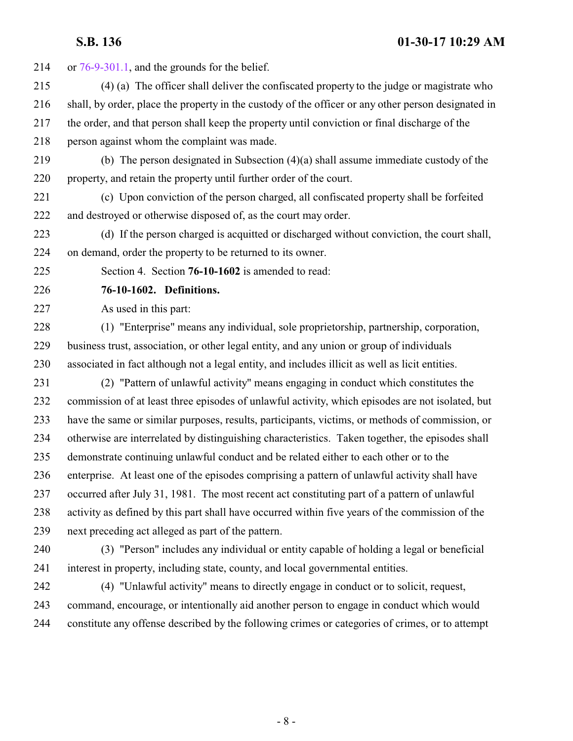or 76-9-301.1, and the grounds for the belief.

(4) (a) The officer shall deliver the confiscated property to the judge or magistrate who shall, by order, place the property in the custody of the officer or any other person designated in the order, and that person shall keep the property until conviction or final discharge of the person against whom the complaint was made.

(b) The person designated in Subsection (4)(a) shall assume immediate custody of the property, and retain the property until further order of the court.

(c) Upon conviction of the person charged, all confiscated property shall be forfeited and destroyed or otherwise disposed of, as the court may order.

(d) If the person charged is acquitted or discharged without conviction, the court shall, on demand, order the property to be returned to its owner.

Section 4. Section **76-10-1602** is amended to read:

**76-10-1602. Definitions.**

As used in this part:

(1) "Enterprise" means any individual, sole proprietorship, partnership, corporation, business trust, association, or other legal entity, and any union or group of individuals associated in fact although not a legal entity, and includes illicit as well as licit entities.

(2) "Pattern of unlawful activity" means engaging in conduct which constitutes the commission of at least three episodes of unlawful activity, which episodes are not isolated, but have the same or similar purposes, results, participants, victims, or methods of commission, or otherwise are interrelated by distinguishing characteristics. Taken together, the episodes shall demonstrate continuing unlawful conduct and be related either to each other or to the enterprise. At least one of the episodes comprising a pattern of unlawful activity shall have occurred after July 31, 1981. The most recent act constituting part of a pattern of unlawful activity as defined by this part shall have occurred within five years of the commission of the next preceding act alleged as part of the pattern.

(3) "Person" includes any individual or entity capable of holding a legal or beneficial interest in property, including state, county, and local governmental entities.

(4) "Unlawful activity" means to directly engage in conduct or to solicit, request, command, encourage, or intentionally aid another person to engage in conduct which would constitute any offense described by the following crimes or categories of crimes, or to attempt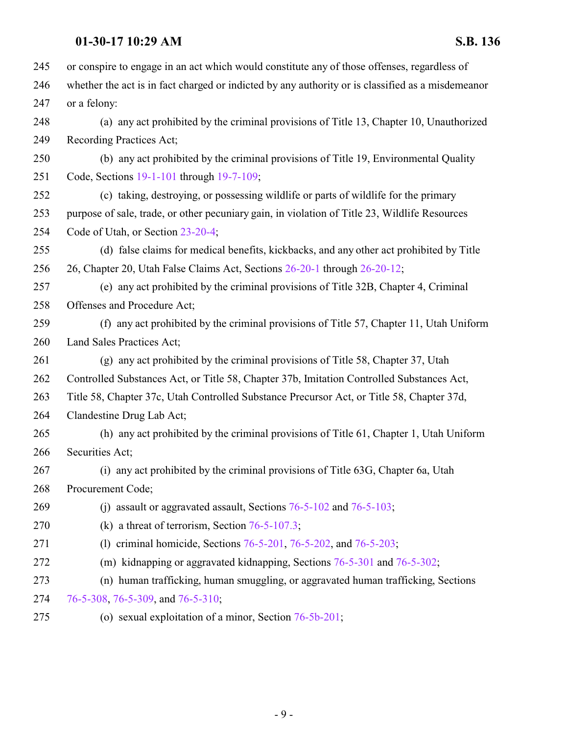245 or conspire to engage in an act which would constitute any of those offenses, regardless of
246 whether the act is in fact charged or indicted by any authority or is classified as a misdemeanor
247 or a felony:

248 (a) any act prohibited by the criminal provisions of Title 13, Chapter 10, Unauthorized
249 Recording Practices Act;

250 (b) any act prohibited by the criminal provisions of Title 19, Environmental Quality
251 Code, Sections 19-1-101 through 19-7-109;

252 (c) taking, destroying, or possessing wildlife or parts of wildlife for the primary
253 purpose of sale, trade, or other pecuniary gain, in violation of Title 23, Wildlife Resources
254 Code of Utah, or Section 23-20-4;

255 (d) false claims for medical benefits, kickbacks, and any other act prohibited by Title
256 26, Chapter 20, Utah False Claims Act, Sections 26-20-1 through 26-20-12;

257 (e) any act prohibited by the criminal provisions of Title 32B, Chapter 4, Criminal
258 Offenses and Procedure Act;

259 (f) any act prohibited by the criminal provisions of Title 57, Chapter 11, Utah Uniform
260 Land Sales Practices Act;

261 (g) any act prohibited by the criminal provisions of Title 58, Chapter 37, Utah
262 Controlled Substances Act, or Title 58, Chapter 37b, Imitation Controlled Substances Act,
263 Title 58, Chapter 37c, Utah Controlled Substance Precursor Act, or Title 58, Chapter 37d,
264 Clandestine Drug Lab Act;

265 (h) any act prohibited by the criminal provisions of Title 61, Chapter 1, Utah Uniform
266 Securities Act;

267 (i) any act prohibited by the criminal provisions of Title 63G, Chapter 6a, Utah
268 Procurement Code;

269 (j) assault or aggravated assault, Sections 76-5-102 and 76-5-103;

270 (k) a threat of terrorism, Section 76-5-107.3;

271 (l) criminal homicide, Sections 76-5-201, 76-5-202, and 76-5-203;

272 (m) kidnapping or aggravated kidnapping, Sections 76-5-301 and 76-5-302;

273 (n) human trafficking, human smuggling, or aggravated human trafficking, Sections
274 76-5-308, 76-5-309, and 76-5-310;

275 (o) sexual exploitation of a minor, Section 76-5b-201;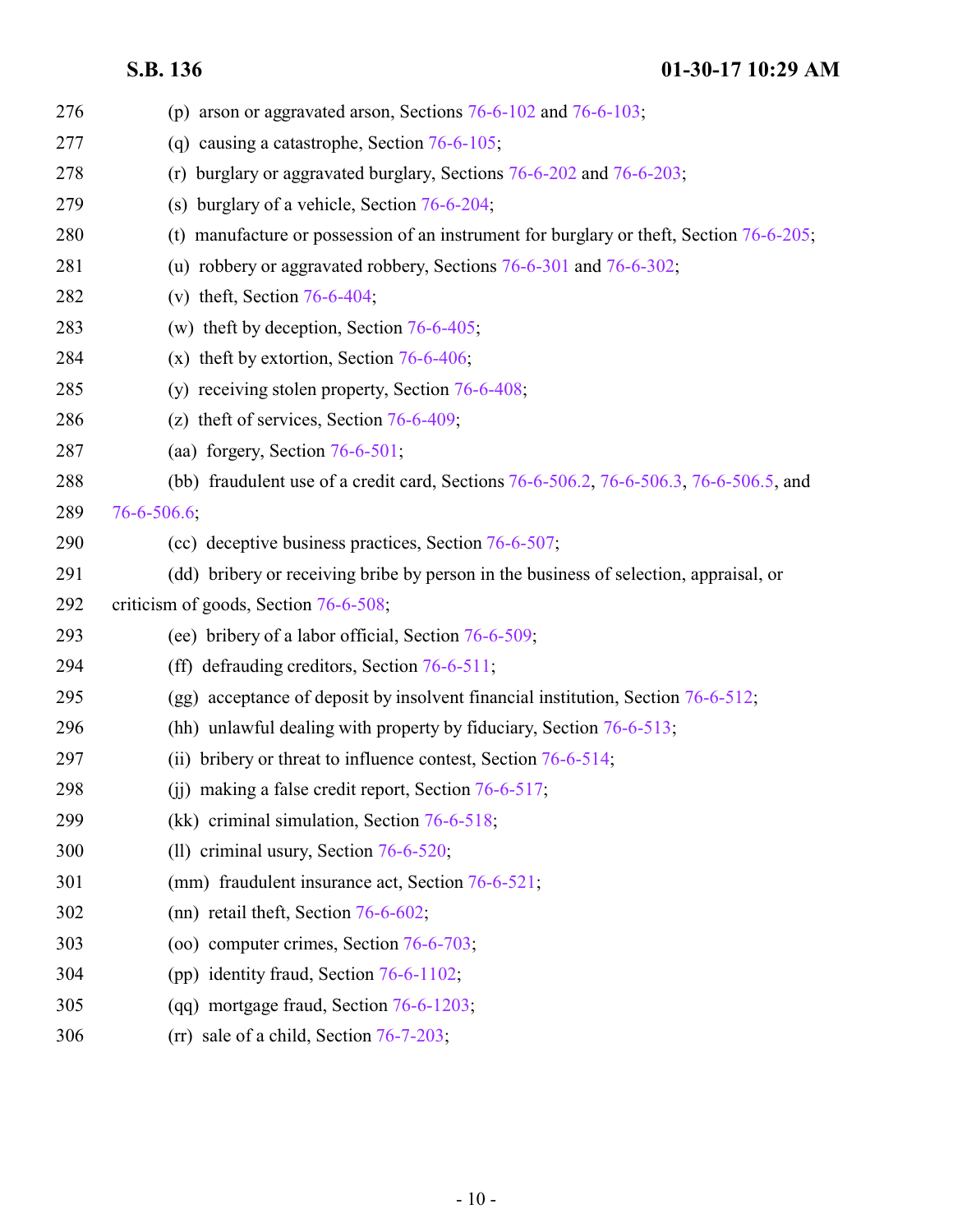276 (p) arson or aggravated arson, Sections 76-6-102 and 76-6-103;

277 (q) causing a catastrophe, Section 76-6-105;

278 (r) burglary or aggravated burglary, Sections 76-6-202 and 76-6-203;

279 (s) burglary of a vehicle, Section 76-6-204;

280 (t) manufacture or possession of an instrument for burglary or theft, Section 76-6-205;

281 (u) robbery or aggravated robbery, Sections 76-6-301 and 76-6-302;

282 (v) theft, Section 76-6-404;

283 (w) theft by deception, Section 76-6-405;

284 (x) theft by extortion, Section 76-6-406;

285 (y) receiving stolen property, Section 76-6-408;

286 (z) theft of services, Section 76-6-409;

287 (aa) forgery, Section 76-6-501;

288 (bb) fraudulent use of a credit card, Sections 76-6-506.2, 76-6-506.3, 76-6-506.5, and

289 76-6-506.6;

290 (cc) deceptive business practices, Section 76-6-507;

291 (dd) bribery or receiving bribe by person in the business of selection, appraisal, or

292 criticism of goods, Section 76-6-508;

293 (ee) bribery of a labor official, Section 76-6-509;

294 (ff) defrauding creditors, Section 76-6-511;

295 (gg) acceptance of deposit by insolvent financial institution, Section 76-6-512;

296 (hh) unlawful dealing with property by fiduciary, Section 76-6-513;

297 (ii) bribery or threat to influence contest, Section 76-6-514;

298 (jj) making a false credit report, Section 76-6-517;

299 (kk) criminal simulation, Section 76-6-518;

300 (ll) criminal usury, Section 76-6-520;

301 (mm) fraudulent insurance act, Section 76-6-521;

302 (nn) retail theft, Section 76-6-602;

303 (oo) computer crimes, Section 76-6-703;

304 (pp) identity fraud, Section 76-6-1102;

305 (qq) mortgage fraud, Section 76-6-1203;

306 (rr) sale of a child, Section 76-7-203;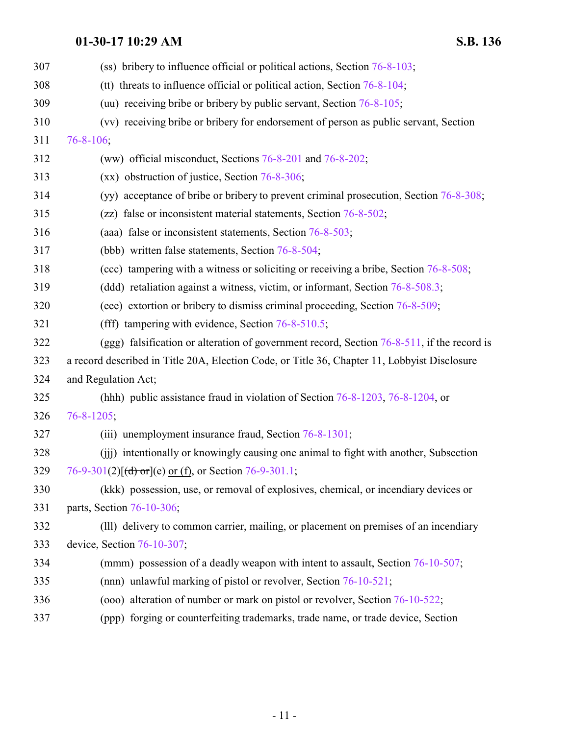307 (ss) bribery to influence official or political actions, Section 76-8-103;

308 (tt) threats to influence official or political action, Section 76-8-104;

309 (uu) receiving bribe or bribery by public servant, Section 76-8-105;

310 (vv) receiving bribe or bribery for endorsement of person as public servant, Section

311 76-8-106;

312 (ww) official misconduct, Sections 76-8-201 and 76-8-202;

313 (xx) obstruction of justice, Section 76-8-306;

314 (yy) acceptance of bribe or bribery to prevent criminal prosecution, Section 76-8-308;

315 (zz) false or inconsistent material statements, Section 76-8-502;

316 (aaa) false or inconsistent statements, Section 76-8-503;

317 (bbb) written false statements, Section 76-8-504;

318 (ccc) tampering with a witness or soliciting or receiving a bribe, Section 76-8-508;

319 (ddd) retaliation against a witness, victim, or informant, Section 76-8-508.3;

320 (eee) extortion or bribery to dismiss criminal proceeding, Section 76-8-509;

321 (fff) tampering with evidence, Section 76-8-510.5;

322 (ggg) falsification or alteration of government record, Section 76-8-511, if the record is

323 a record described in Title 20A, Election Code, or Title 36, Chapter 11, Lobbyist Disclosure

324 and Regulation Act;

325 (hhh) public assistance fraud in violation of Section 76-8-1203, 76-8-1204, or

326 76-8-1205;

327 (iii) unemployment insurance fraud, Section 76-8-1301;

328 (jjj) intentionally or knowingly causing one animal to fight with another, Subsection

329 76-9-301(2)[~~(d) or~~](e) or (f), or Section 76-9-301.1;

330 (kkk) possession, use, or removal of explosives, chemical, or incendiary devices or

331 parts, Section 76-10-306;

332 (lll) delivery to common carrier, mailing, or placement on premises of an incendiary

333 device, Section 76-10-307;

334 (mmm) possession of a deadly weapon with intent to assault, Section 76-10-507;

335 (nnn) unlawful marking of pistol or revolver, Section 76-10-521;

336 (ooo) alteration of number or mark on pistol or revolver, Section 76-10-522;

337 (ppp) forging or counterfeiting trademarks, trade name, or trade device, Section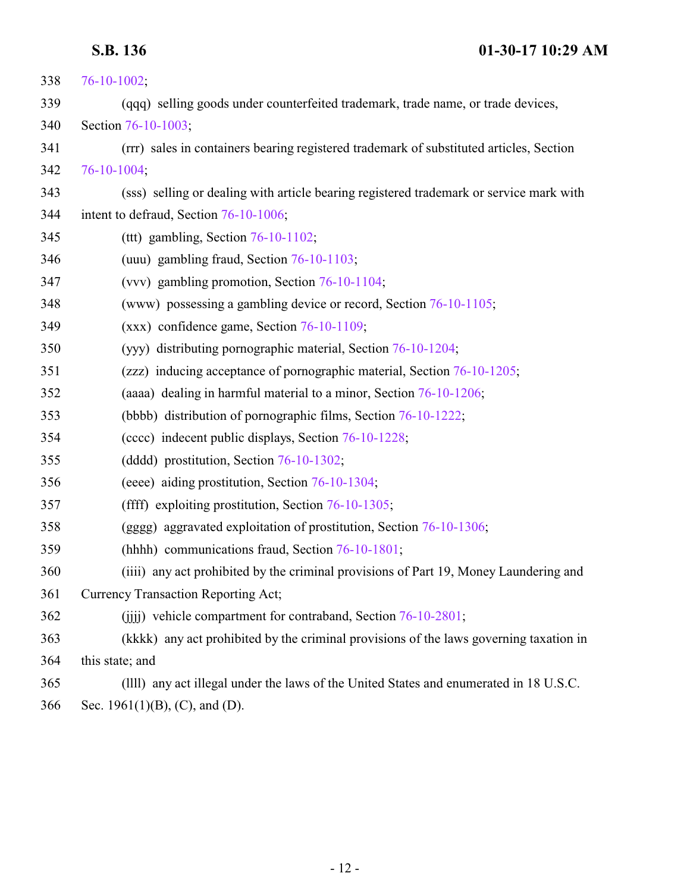338 76-10-1002;

339 (qqq) selling goods under counterfeited trademark, trade name, or trade devices,

340 Section 76-10-1003;

341 (rrr) sales in containers bearing registered trademark of substituted articles, Section

342 76-10-1004;

343 (sss) selling or dealing with article bearing registered trademark or service mark with

344 intent to defraud, Section 76-10-1006;

345 (ttt) gambling, Section 76-10-1102;

346 (uuu) gambling fraud, Section 76-10-1103;

347 (vvv) gambling promotion, Section 76-10-1104;

348 (www) possessing a gambling device or record, Section 76-10-1105;

349 (xxx) confidence game, Section 76-10-1109;

350 (yyy) distributing pornographic material, Section 76-10-1204;

351 (zzz) inducing acceptance of pornographic material, Section 76-10-1205;

352 (aaaa) dealing in harmful material to a minor, Section 76-10-1206;

353 (bbbb) distribution of pornographic films, Section 76-10-1222;

354 (cccc) indecent public displays, Section 76-10-1228;

355 (dddd) prostitution, Section 76-10-1302;

356 (eeee) aiding prostitution, Section 76-10-1304;

357 (ffff) exploiting prostitution, Section 76-10-1305;

358 (gggg) aggravated exploitation of prostitution, Section 76-10-1306;

359 (hhhh) communications fraud, Section 76-10-1801;

360 (iiii) any act prohibited by the criminal provisions of Part 19, Money Laundering and

361 Currency Transaction Reporting Act;

362 (jjjj) vehicle compartment for contraband, Section 76-10-2801;

363 (kkkk) any act prohibited by the criminal provisions of the laws governing taxation in

364 this state; and

365 (llll) any act illegal under the laws of the United States and enumerated in 18 U.S.C.

366 Sec. 1961(1)(B), (C), and (D).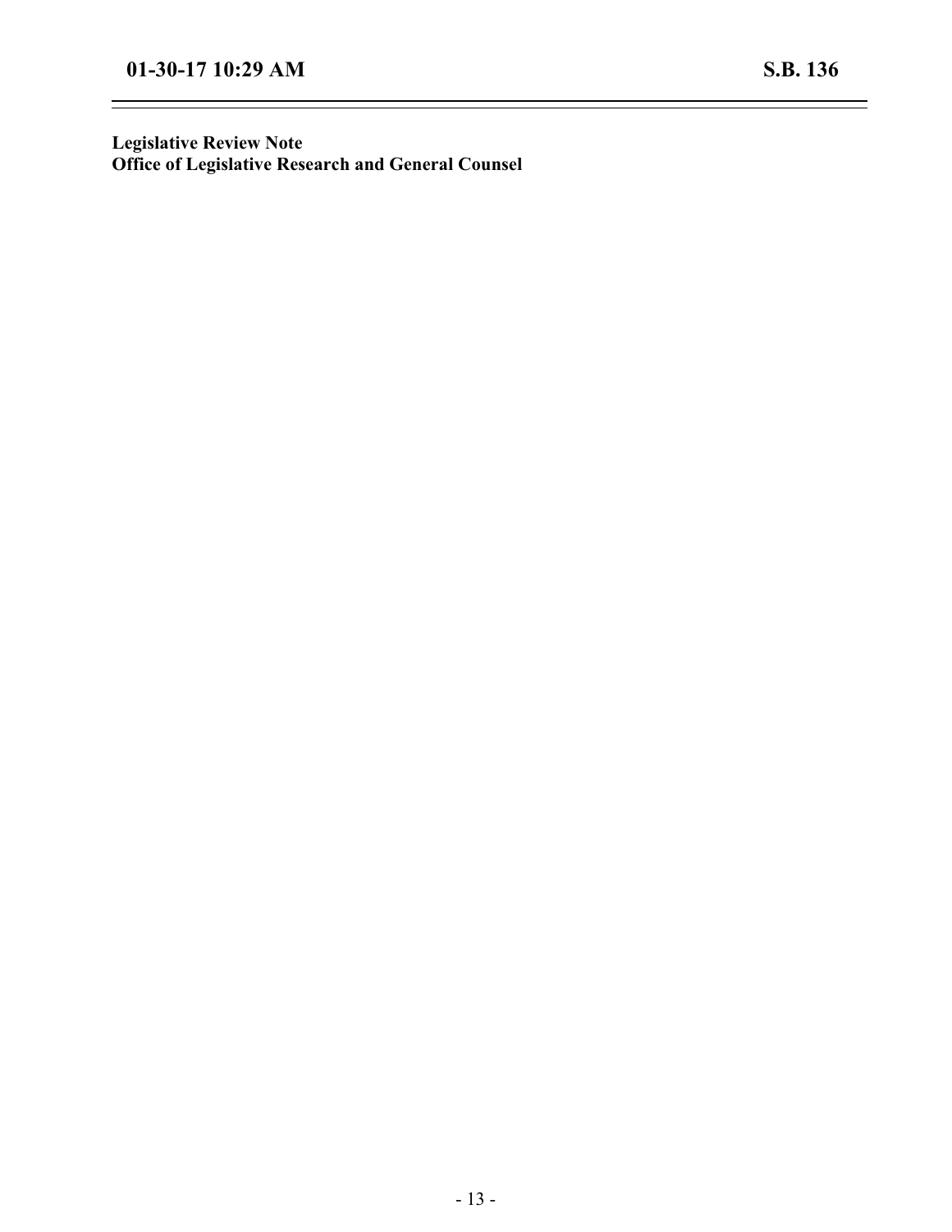**Legislative Review Note**
**Office of Legislative Research and General Counsel**